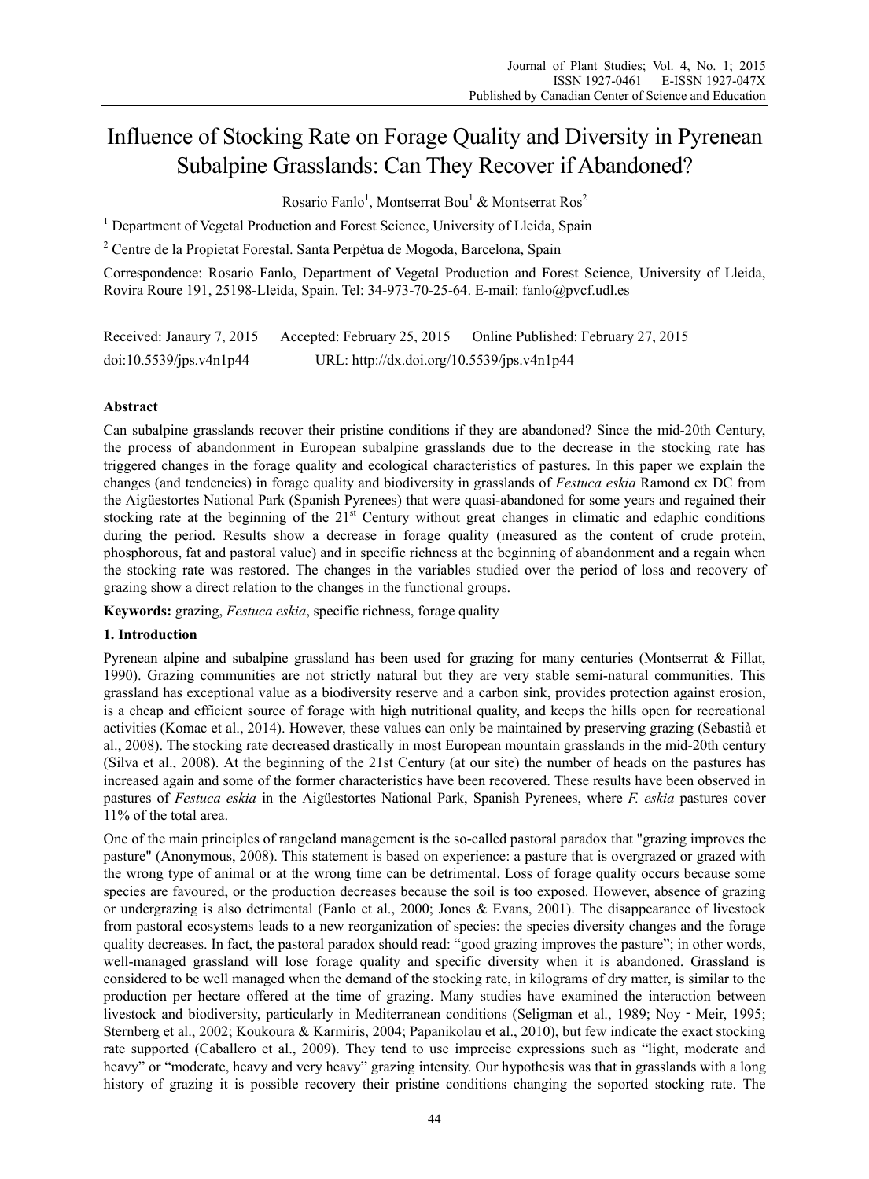# Influence of Stocking Rate on Forage Quality and Diversity in Pyrenean Subalpine Grasslands: Can They Recover if Abandoned?

Rosario Fanlo[1], Montserrat Bou[1] & Montserrat Ros[2]

[1] Department of Vegetal Production and Forest Science, University of Lleida, Spain

[2] Centre de la Propietat Forestal. Santa Perpètua de Mogoda, Barcelona, Spain

Correspondence: Rosario Fanlo, Department of Vegetal Production and Forest Science, University of Lleida, Rovira Roure 191, 25198-Lleida, Spain. Tel: 34-973-70-25-64. E-mail: fanlo@pvcf.udl.es

Received: Janaury 7, 2015 Accepted: February 25, 2015 Online Published: February 27, 2015

doi:10.5539/jps.v4n1p44 URL: http://dx.doi.org/10.5539/jps.v4n1p44

## Abstract

Can subalpine grasslands recover their pristine conditions if they are abandoned? Since the mid-20th Century, the process of abandonment in European subalpine grasslands due to the decrease in the stocking rate has triggered changes in the forage quality and ecological characteristics of pastures. In this paper we explain the changes (and tendencies) in forage quality and biodiversity in grasslands of *Festuca eskia* Ramond ex DC from the Aigüestortes National Park (Spanish Pyrenees) that were quasi-abandoned for some years and regained their stocking rate at the beginning of the 21st Century without great changes in climatic and edaphic conditions during the period. Results show a decrease in forage quality (measured as the content of crude protein, phosphorous, fat and pastoral value) and in specific richness at the beginning of abandonment and a regain when the stocking rate was restored. The changes in the variables studied over the period of loss and recovery of grazing show a direct relation to the changes in the functional groups.

**Keywords:** grazing, *Festuca eskia*, specific richness, forage quality

## 1. Introduction

Pyrenean alpine and subalpine grassland has been used for grazing for many centuries (Montserrat & Fillat, 1990). Grazing communities are not strictly natural but they are very stable semi-natural communities. This grassland has exceptional value as a biodiversity reserve and a carbon sink, provides protection against erosion, is a cheap and efficient source of forage with high nutritional quality, and keeps the hills open for recreational activities (Komac et al., 2014). However, these values can only be maintained by preserving grazing (Sebastià et al., 2008). The stocking rate decreased drastically in most European mountain grasslands in the mid-20th century (Silva et al., 2008). At the beginning of the 21st Century (at our site) the number of heads on the pastures has increased again and some of the former characteristics have been recovered. These results have been observed in pastures of *Festuca eskia* in the Aigüestortes National Park, Spanish Pyrenees, where *F. eskia* pastures cover 11% of the total area.

One of the main principles of rangeland management is the so-called pastoral paradox that "grazing improves the pasture" (Anonymous, 2008). This statement is based on experience: a pasture that is overgrazed or grazed with the wrong type of animal or at the wrong time can be detrimental. Loss of forage quality occurs because some species are favoured, or the production decreases because the soil is too exposed. However, absence of grazing or undergrazing is also detrimental (Fanlo et al., 2000; Jones & Evans, 2001). The disappearance of livestock from pastoral ecosystems leads to a new reorganization of species: the species diversity changes and the forage quality decreases. In fact, the pastoral paradox should read: "good grazing improves the pasture"; in other words, well-managed grassland will lose forage quality and specific diversity when it is abandoned. Grassland is considered to be well managed when the demand of the stocking rate, in kilograms of dry matter, is similar to the production per hectare offered at the time of grazing. Many studies have examined the interaction between livestock and biodiversity, particularly in Mediterranean conditions (Seligman et al., 1989; Noy - Meir, 1995; Sternberg et al., 2002; Koukoura & Karmiris, 2004; Papanikolau et al., 2010), but few indicate the exact stocking rate supported (Caballero et al., 2009). They tend to use imprecise expressions such as "light, moderate and heavy" or "moderate, heavy and very heavy" grazing intensity. Our hypothesis was that in grasslands with a long history of grazing it is possible recovery their pristine conditions changing the soported stocking rate. The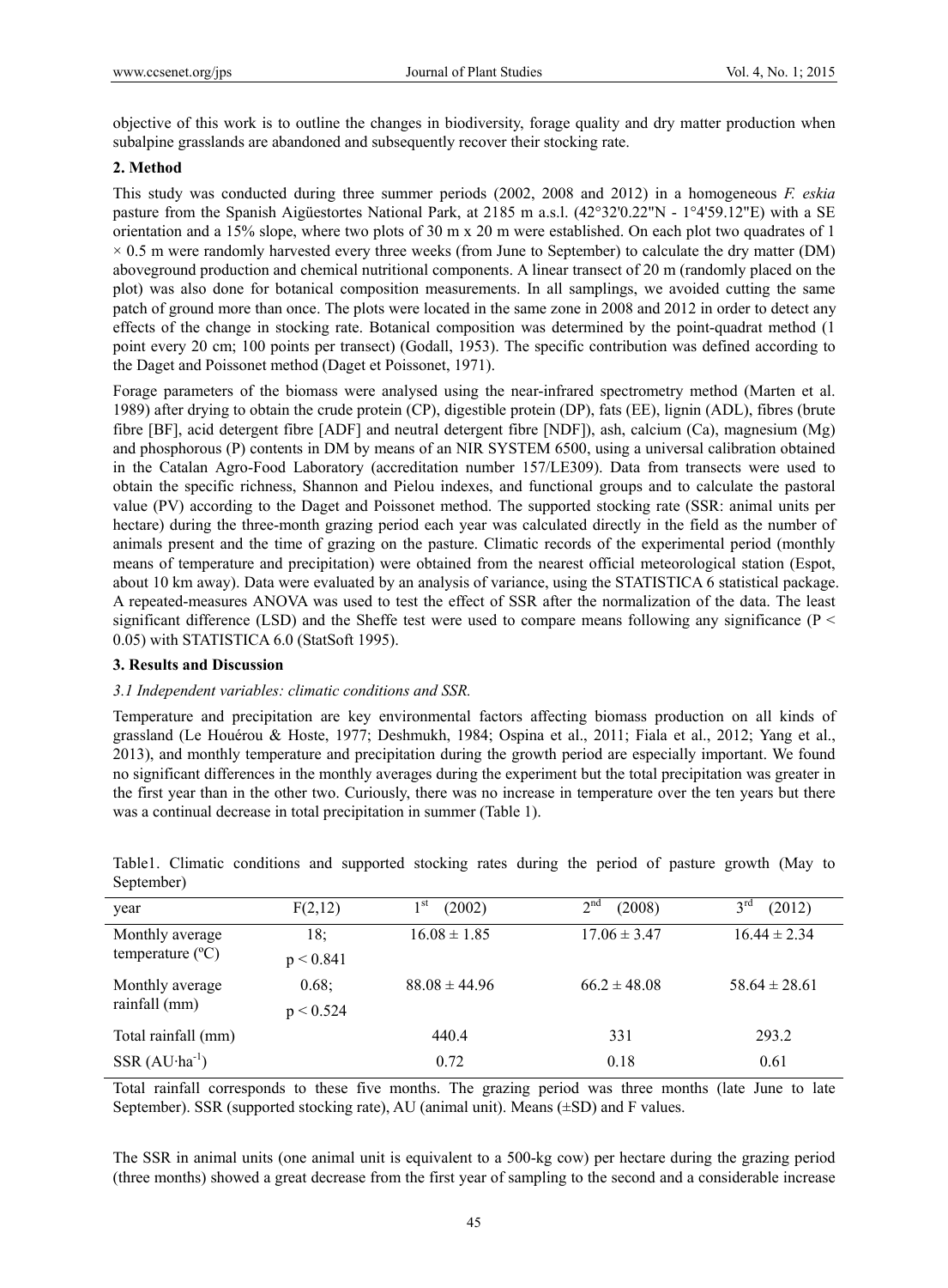objective of this work is to outline the changes in biodiversity, forage quality and dry matter production when subalpine grasslands are abandoned and subsequently recover their stocking rate.

## 2. Method

This study was conducted during three summer periods (2002, 2008 and 2012) in a homogeneous *F. eskia* pasture from the Spanish Aigüestortes National Park, at 2185 m a.s.l. (42°32'0.22"N - 1°4'59.12"E) with a SE orientation and a 15% slope, where two plots of 30 m x 20 m were established. On each plot two quadrates of 1 × 0.5 m were randomly harvested every three weeks (from June to September) to calculate the dry matter (DM) aboveground production and chemical nutritional components. A linear transect of 20 m (randomly placed on the plot) was also done for botanical composition measurements. In all samplings, we avoided cutting the same patch of ground more than once. The plots were located in the same zone in 2008 and 2012 in order to detect any effects of the change in stocking rate. Botanical composition was determined by the point-quadrat method (1 point every 20 cm; 100 points per transect) (Godall, 1953). The specific contribution was defined according to the Daget and Poissonet method (Daget et Poissonet, 1971).

Forage parameters of the biomass were analysed using the near-infrared spectrometry method (Marten et al. 1989) after drying to obtain the crude protein (CP), digestible protein (DP), fats (EE), lignin (ADL), fibres (brute fibre [BF], acid detergent fibre [ADF] and neutral detergent fibre [NDF]), ash, calcium (Ca), magnesium (Mg) and phosphorous (P) contents in DM by means of an NIR SYSTEM 6500, using a universal calibration obtained in the Catalan Agro-Food Laboratory (accreditation number 157/LE309). Data from transects were used to obtain the specific richness, Shannon and Pielou indexes, and functional groups and to calculate the pastoral value (PV) according to the Daget and Poissonet method. The supported stocking rate (SSR: animal units per hectare) during the three-month grazing period each year was calculated directly in the field as the number of animals present and the time of grazing on the pasture. Climatic records of the experimental period (monthly means of temperature and precipitation) were obtained from the nearest official meteorological station (Espot, about 10 km away). Data were evaluated by an analysis of variance, using the STATISTICA 6 statistical package. A repeated-measures ANOVA was used to test the effect of SSR after the normalization of the data. The least significant difference (LSD) and the Sheffe test were used to compare means following any significance ($P < 0.05$) with STATISTICA 6.0 (StatSoft 1995).

## 3. Results and Discussion

### *3.1 Independent variables: climatic conditions and SSR.*

Temperature and precipitation are key environmental factors affecting biomass production on all kinds of grassland (Le Houérou & Hoste, 1977; Deshmukh, 1984; Ospina et al., 2011; Fiala et al., 2012; Yang et al., 2013), and monthly temperature and precipitation during the growth period are especially important. We found no significant differences in the monthly averages during the experiment but the total precipitation was greater in the first year than in the other two. Curiously, there was no increase in temperature over the ten years but there was a continual decrease in total precipitation in summer (Table 1).

Table1. Climatic conditions and supported stocking rates during the period of pasture growth (May to September)

| year | $F(2,12)$ | 1st (2002) | 2nd (2008) | 3rd (2012) |
|---|---|---|---|---|
| Monthly average temperature (ºC) | 18; $p < 0.841$ | $16.08 \pm 1.85$ | $17.06 \pm 3.47$ | $16.44 \pm 2.34$ |
| Monthly average rainfall (mm) | 0.68; $p < 0.524$ | $88.08 \pm 44.96$ | $66.2 \pm 48.08$ | $58.64 \pm 28.61$ |
| Total rainfall (mm) | | 440.4 | 331 | 293.2 |
| SSR ($AU \cdot ha^{-1}$) | | 0.72 | 0.18 | 0.61 |

Total rainfall corresponds to these five months. The grazing period was three months (late June to late September). SSR (supported stocking rate), AU (animal unit). Means (±SD) and F values.

The SSR in animal units (one animal unit is equivalent to a 500-kg cow) per hectare during the grazing period (three months) showed a great decrease from the first year of sampling to the second and a considerable increase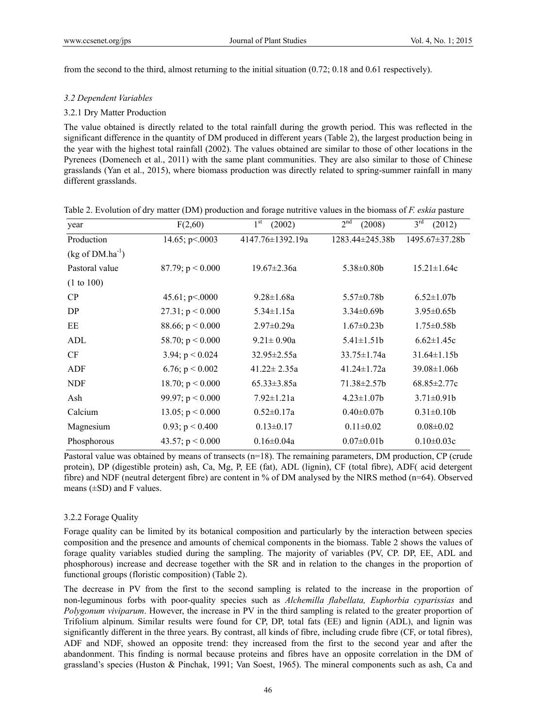from the second to the third, almost returning to the initial situation (0.72; 0.18 and 0.61 respectively).

### *3.2 Dependent Variables*

#### 3.2.1 Dry Matter Production

The value obtained is directly related to the total rainfall during the growth period. This was reflected in the significant difference in the quantity of DM produced in different years (Table 2), the largest production being in the year with the highest total rainfall (2002). The values obtained are similar to those of other locations in the Pyrenees (Domenech et al., 2011) with the same plant communities. They are also similar to those of Chinese grasslands (Yan et al., 2015), where biomass production was directly related to spring-summer rainfall in many different grasslands.

Table 2. Evolution of dry matter (DM) production and forage nutritive values in the biomass of *F. eskia* pasture

| year | F(2,60) | 1st (2002) | 2nd (2008) | 3rd (2012) |
|---|---|---|---|---|
| Production (kg of DM.ha$^{-1}$) | 14.65; $p<.0003$ | 4147.76±1392.19a | 1283.44±245.38b | 1495.67±37.28b |
| Pastoral value (1 to 100) | 87.79; $p < 0.000$ | 19.67±2.36a | 5.38±0.80b | 15.21±1.64c |
| CP | 45.61; $p<.0000$ | 9.28±1.68a | 5.57±0.78b | 6.52±1.07b |
| DP | 27.31; $p < 0.000$ | 5.34±1.15a | 3.34±0.69b | 3.95±0.65b |
| EE | 88.66; $p < 0.000$ | 2.97±0.29a | 1.67±0.23b | 1.75±0.58b |
| ADL | 58.70; $p < 0.000$ | 9.21± 0.90a | 5.41±1.51b | 6.62±1.45c |
| CF | 3.94; $p < 0.024$ | 32.95±2.55a | 33.75±1.74a | 31.64±1.15b |
| ADF | 6.76; $p < 0.002$ | 41.22± 2.35a | 41.24±1.72a | 39.08±1.06b |
| NDF | 18.70; $p < 0.000$ | 65.33±3.85a | 71.38±2.57b | 68.85±2.77c |
| Ash | 99.97; $p < 0.000$ | 7.92±1.21a | 4.23±1.07b | 3.71±0.91b |
| Calcium | 13.05; $p < 0.000$ | 0.52±0.17a | 0.40±0.07b | 0.31±0.10b |
| Magnesium | 0.93; $p < 0.400$ | 0.13±0.17 | 0.11±0.02 | 0.08±0.02 |
| Phosphorous | 43.57; $p < 0.000$ | 0.16±0.04a | 0.07±0.01b | 0.10±0.03c |

Pastoral value was obtained by means of transects (n=18). The remaining parameters, DM production, CP (crude protein), DP (digestible protein) ash, Ca, Mg, P, EE (fat), ADL (lignin), CF (total fibre), ADF( acid detergent fibre) and NDF (neutral detergent fibre) are content in % of DM analysed by the NIRS method (n=64). Observed means (±SD) and F values.

#### 3.2.2 Forage Quality

Forage quality can be limited by its botanical composition and particularly by the interaction between species composition and the presence and amounts of chemical components in the biomass. Table 2 shows the values of forage quality variables studied during the sampling. The majority of variables (PV, CP. DP, EE, ADL and phosphorous) increase and decrease together with the SR and in relation to the changes in the proportion of functional groups (floristic composition) (Table 2).

The decrease in PV from the first to the second sampling is related to the increase in the proportion of non-leguminous forbs with poor-quality species such as *Alchemilla flabellata, Euphorbia cyparissias* and *Polygonum viviparum*. However, the increase in PV in the third sampling is related to the greater proportion of Trifolium alpinum. Similar results were found for CP, DP, total fats (EE) and lignin (ADL), and lignin was significantly different in the three years. By contrast, all kinds of fibre, including crude fibre (CF, or total fibres), ADF and NDF, showed an opposite trend: they increased from the first to the second year and after the abandonment. This finding is normal because proteins and fibres have an opposite correlation in the DM of grassland's species (Huston & Pinchak, 1991; Van Soest, 1965). The mineral components such as ash, Ca and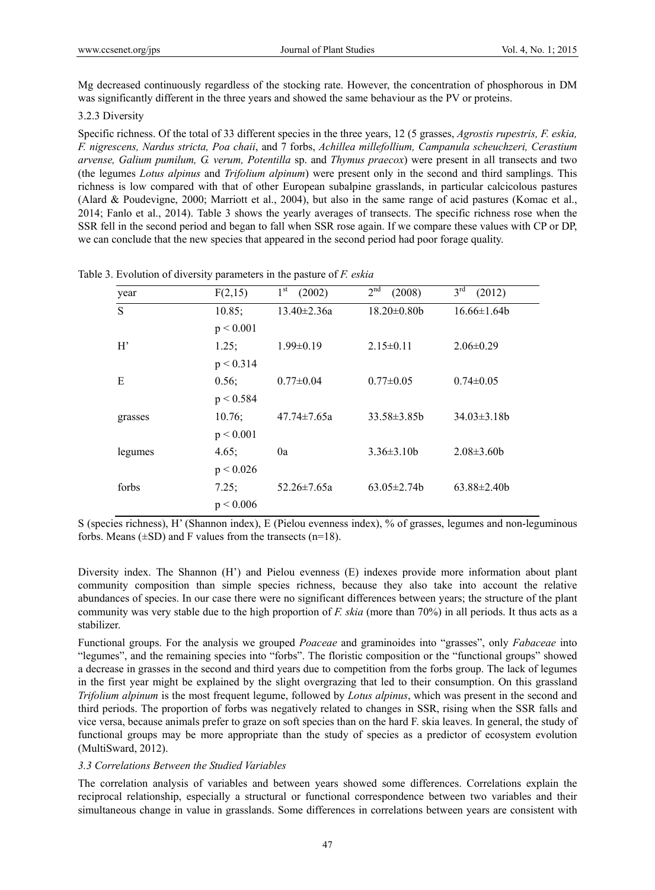Mg decreased continuously regardless of the stocking rate. However, the concentration of phosphorous in DM was significantly different in the three years and showed the same behaviour as the PV or proteins.

3.2.3 Diversity

Specific richness. Of the total of 33 different species in the three years, 12 (5 grasses, *Agrostis rupestris, F. eskia, F. nigrescens, Nardus stricta, Poa chaii*, and 7 forbs, *Achillea millefollium, Campanula scheuchzeri, Cerastium arvense, Galium pumilum, G. verum, Potentilla* sp. and *Thymus praecox*) were present in all transects and two (the legumes *Lotus alpinus* and *Trifolium alpinum*) were present only in the second and third samplings. This richness is low compared with that of other European subalpine grasslands, in particular calcicolous pastures (Alard & Poudevigne, 2000; Marriott et al., 2004), but also in the same range of acid pastures (Komac et al., 2014; Fanlo et al., 2014). Table 3 shows the yearly averages of transects. The specific richness rose when the SSR fell in the second period and began to fall when SSR rose again. If we compare these values with CP or DP, we can conclude that the new species that appeared in the second period had poor forage quality.

Table 3. Evolution of diversity parameters in the pasture of *F. eskia*

| year | F(2,15) | 1st (2002) | 2nd (2008) | 3rd (2012) |
|---|---|---|---|---|
| S | 10.85; $p < 0.001$ | 13.40±2.36a | 18.20±0.80b | 16.66±1.64b |
| H' | 1.25; $p < 0.314$ | 1.99±0.19 | 2.15±0.11 | 2.06±0.29 |
| E | 0.56; $p < 0.584$ | 0.77±0.04 | 0.77±0.05 | 0.74±0.05 |
| grasses | 10.76; $p < 0.001$ | 47.74±7.65a | 33.58±3.85b | 34.03±3.18b |
| legumes | 4.65; $p < 0.026$ | 0a | 3.36±3.10b | 2.08±3.60b |
| forbs | 7.25; $p < 0.006$ | 52.26±7.65a | 63.05±2.74b | 63.88±2.40b |

S (species richness), H' (Shannon index), E (Pielou evenness index), % of grasses, legumes and non-leguminous forbs. Means (±SD) and F values from the transects (n=18).

Diversity index. The Shannon (H') and Pielou evenness (E) indexes provide more information about plant community composition than simple species richness, because they also take into account the relative abundances of species. In our case there were no significant differences between years; the structure of the plant community was very stable due to the high proportion of *F. skia* (more than 70%) in all periods. It thus acts as a stabilizer.

Functional groups. For the analysis we grouped *Poaceae* and graminoides into "grasses", only *Fabaceae* into "legumes", and the remaining species into "forbs". The floristic composition or the "functional groups" showed a decrease in grasses in the second and third years due to competition from the forbs group. The lack of legumes in the first year might be explained by the slight overgrazing that led to their consumption. On this grassland *Trifolium alpinum* is the most frequent legume, followed by *Lotus alpinus*, which was present in the second and third periods. The proportion of forbs was negatively related to changes in SSR, rising when the SSR falls and vice versa, because animals prefer to graze on soft species than on the hard F. skia leaves. In general, the study of functional groups may be more appropriate than the study of species as a predictor of ecosystem evolution (MultiSward, 2012).

### *3.3 Correlations Between the Studied Variables*

The correlation analysis of variables and between years showed some differences. Correlations explain the reciprocal relationship, especially a structural or functional correspondence between two variables and their simultaneous change in value in grasslands. Some differences in correlations between years are consistent with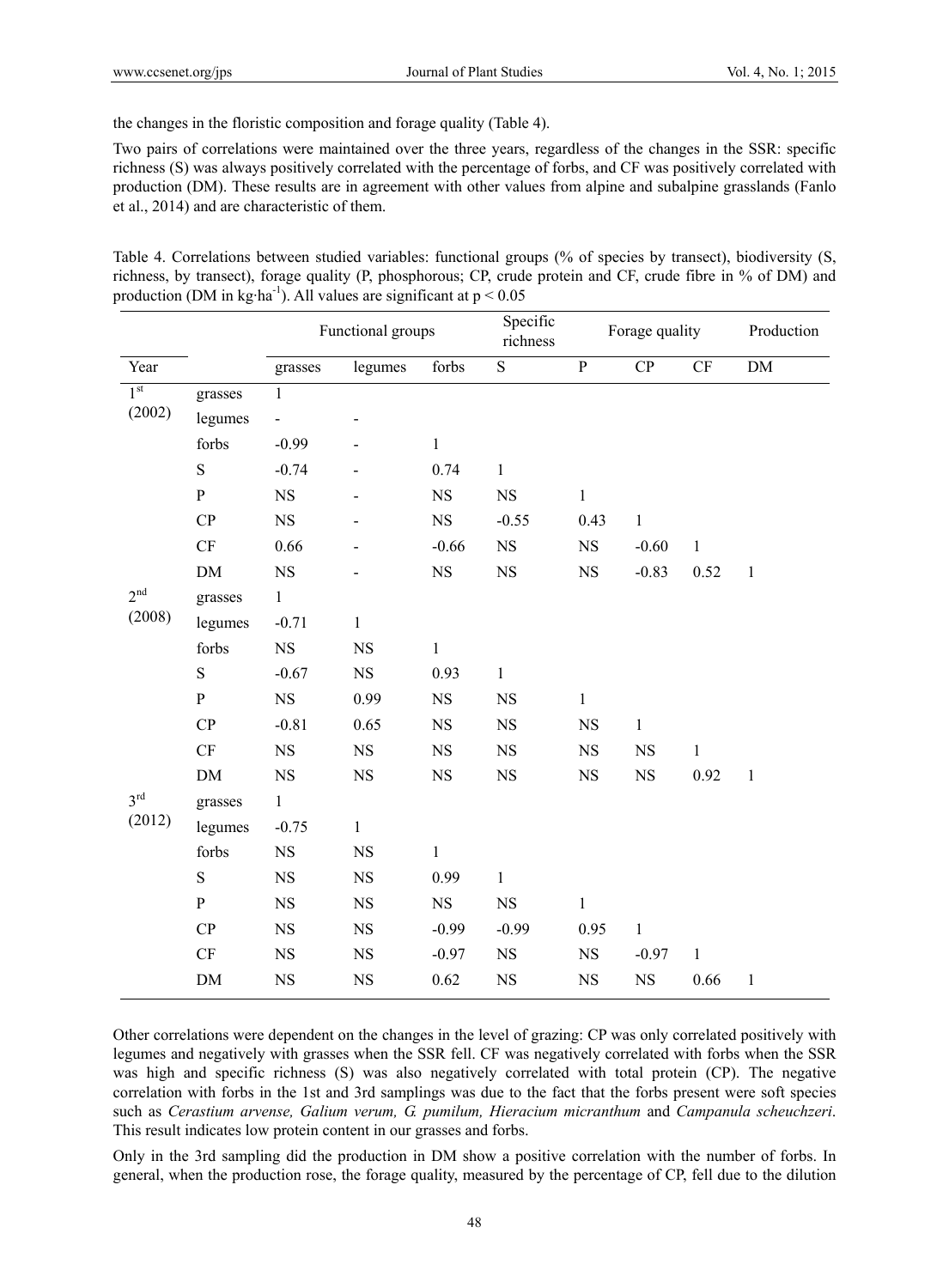the changes in the floristic composition and forage quality (Table 4).

Two pairs of correlations were maintained over the three years, regardless of the changes in the SSR: specific richness (S) was always positively correlated with the percentage of forbs, and CF was positively correlated with production (DM). These results are in agreement with other values from alpine and subalpine grasslands (Fanlo et al., 2014) and are characteristic of them.

Table 4. Correlations between studied variables: functional groups (% of species by transect), biodiversity (S, richness, by transect), forage quality (P, phosphorous; CP, crude protein and CF, crude fibre in % of DM) and production (DM in kg·ha$^{-1}$). All values are significant at $p < 0.05$

| | | Functional groups | | | Specific richness | Forage quality | | | Production |
|---|---|---|---|---|---|---|---|---|---|
| Year | | grasses | legumes | forbs | S | P | CP | CF | DM |
| 1st (2002) | grasses | 1 | | | | | | | |
| | legumes | - | - | | | | | | |
| | forbs | -0.99 | - | 1 | | | | | |
| | S | -0.74 | - | 0.74 | 1 | | | | |
| | P | NS | - | NS | NS | 1 | | | |
| | CP | NS | - | NS | -0.55 | 0.43 | 1 | | |
| | CF | 0.66 | - | -0.66 | NS | NS | -0.60 | 1 | |
| | DM | NS | - | NS | NS | NS | -0.83 | 0.52 | 1 |
| 2nd (2008) | grasses | 1 | | | | | | | |
| | legumes | -0.71 | 1 | | | | | | |
| | forbs | NS | NS | 1 | | | | | |
| | S | -0.67 | NS | 0.93 | 1 | | | | |
| | P | NS | 0.99 | NS | NS | 1 | | | |
| | CP | -0.81 | 0.65 | NS | NS | NS | 1 | | |
| | CF | NS | NS | NS | NS | NS | NS | 1 | |
| | DM | NS | NS | NS | NS | NS | NS | 0.92 | 1 |
| 3rd (2012) | grasses | 1 | | | | | | | |
| | legumes | -0.75 | 1 | | | | | | |
| | forbs | NS | NS | 1 | | | | | |
| | S | NS | NS | 0.99 | 1 | | | | |
| | P | NS | NS | NS | NS | 1 | | | |
| | CP | NS | NS | -0.99 | -0.99 | 0.95 | 1 | | |
| | CF | NS | NS | -0.97 | NS | NS | -0.97 | 1 | |
| | DM | NS | NS | 0.62 | NS | NS | NS | 0.66 | 1 |

Other correlations were dependent on the changes in the level of grazing: CP was only correlated positively with legumes and negatively with grasses when the SSR fell. CF was negatively correlated with forbs when the SSR was high and specific richness (S) was also negatively correlated with total protein (CP). The negative correlation with forbs in the 1st and 3rd samplings was due to the fact that the forbs present were soft species such as *Cerastium arvense, Galium verum, G. pumilum, Hieracium micranthum* and *Campanula scheuchzeri*. This result indicates low protein content in our grasses and forbs.

Only in the 3rd sampling did the production in DM show a positive correlation with the number of forbs. In general, when the production rose, the forage quality, measured by the percentage of CP, fell due to the dilution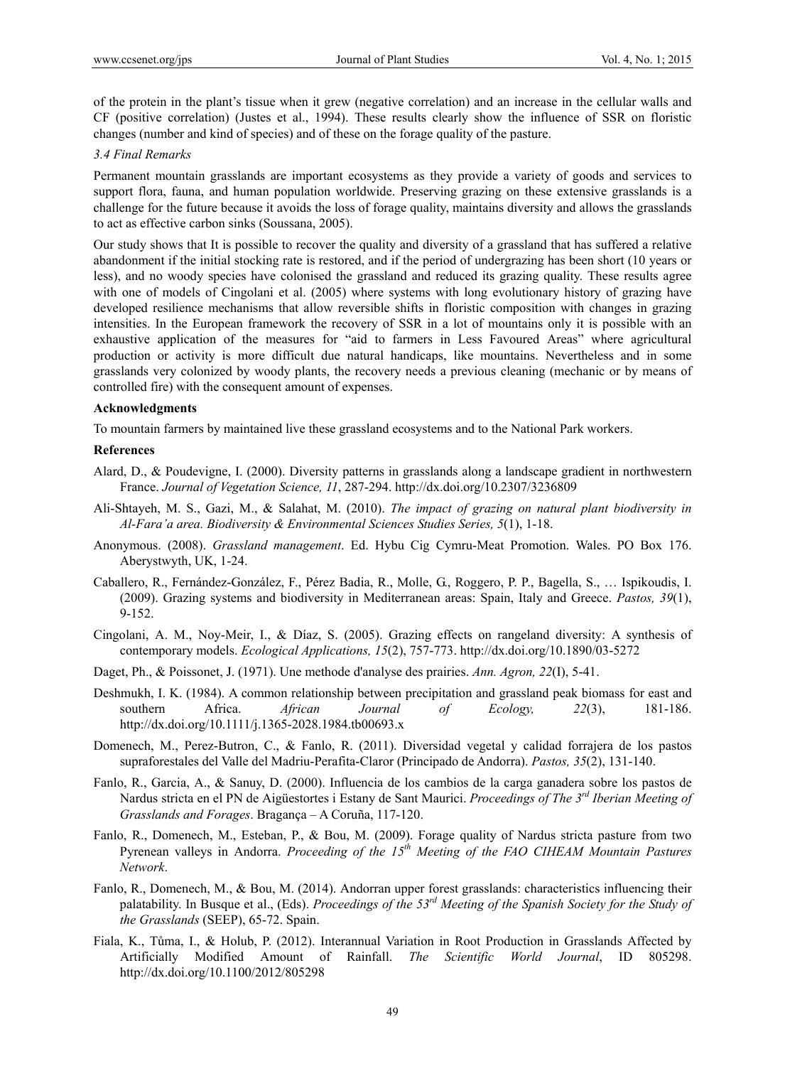of the protein in the plant's tissue when it grew (negative correlation) and an increase in the cellular walls and CF (positive correlation) (Justes et al., 1994). These results clearly show the influence of SSR on floristic changes (number and kind of species) and of these on the forage quality of the pasture.

### *3.4 Final Remarks*

Permanent mountain grasslands are important ecosystems as they provide a variety of goods and services to support flora, fauna, and human population worldwide. Preserving grazing on these extensive grasslands is a challenge for the future because it avoids the loss of forage quality, maintains diversity and allows the grasslands to act as effective carbon sinks (Soussana, 2005).

Our study shows that It is possible to recover the quality and diversity of a grassland that has suffered a relative abandonment if the initial stocking rate is restored, and if the period of undergrazing has been short (10 years or less), and no woody species have colonised the grassland and reduced its grazing quality. These results agree with one of models of Cingolani et al. (2005) where systems with long evolutionary history of grazing have developed resilience mechanisms that allow reversible shifts in floristic composition with changes in grazing intensities. In the European framework the recovery of SSR in a lot of mountains only it is possible with an exhaustive application of the measures for "aid to farmers in Less Favoured Areas" where agricultural production or activity is more difficult due natural handicaps, like mountains. Nevertheless and in some grasslands very colonized by woody plants, the recovery needs a previous cleaning (mechanic or by means of controlled fire) with the consequent amount of expenses.

## Acknowledgments

To mountain farmers by maintained live these grassland ecosystems and to the National Park workers.

## References

Alard, D., & Poudevigne, I. (2000). Diversity patterns in grasslands along a landscape gradient in northwestern France. *Journal of Vegetation Science, 11*, 287-294. http://dx.doi.org/10.2307/3236809

Ali-Shtayeh, M. S., Gazi, M., & Salahat, M. (2010). *The impact of grazing on natural plant biodiversity in Al-Fara'a area. Biodiversity & Environmental Sciences Studies Series, 5*(1), 1-18.

Anonymous. (2008). *Grassland management*. Ed. Hybu Cig Cymru-Meat Promotion. Wales. PO Box 176. Aberystwyth, UK, 1-24.

Caballero, R., Fernández-González, F., Pérez Badia, R., Molle, G., Roggero, P. P., Bagella, S., … Ispikoudis, I. (2009). Grazing systems and biodiversity in Mediterranean areas: Spain, Italy and Greece. *Pastos, 39*(1), 9-152.

Cingolani, A. M., Noy-Meir, I., & Díaz, S. (2005). Grazing effects on rangeland diversity: A synthesis of contemporary models. *Ecological Applications, 15*(2), 757-773. http://dx.doi.org/10.1890/03-5272

Daget, Ph., & Poissonet, J. (1971). Une methode d'analyse des prairies. *Ann. Agron, 22*(I), 5-41.

Deshmukh, I. K. (1984). A common relationship between precipitation and grassland peak biomass for east and southern Africa. *African Journal of Ecology, 22*(3), 181-186. http://dx.doi.org/10.1111/j.1365-2028.1984.tb00693.x

Domenech, M., Perez-Butron, C., & Fanlo, R. (2011). Diversidad vegetal y calidad forrajera de los pastos supraforestales del Valle del Madriu-Perafita-Claror (Principado de Andorra). *Pastos, 35*(2), 131-140.

Fanlo, R., Garcia, A., & Sanuy, D. (2000). Influencia de los cambios de la carga ganadera sobre los pastos de Nardus stricta en el PN de Aigüestortes i Estany de Sant Maurici. *Proceedings of The 3rd Iberian Meeting of Grasslands and Forages*. Bragança – A Coruña, 117-120.

Fanlo, R., Domenech, M., Esteban, P., & Bou, M. (2009). Forage quality of Nardus stricta pasture from two Pyrenean valleys in Andorra. *Proceeding of the 15th Meeting of the FAO CIHEAM Mountain Pastures Network*.

Fanlo, R., Domenech, M., & Bou, M. (2014). Andorran upper forest grasslands: characteristics influencing their palatability. In Busque et al., (Eds). *Proceedings of the 53rd Meeting of the Spanish Society for the Study of the Grasslands* (SEEP), 65-72. Spain.

Fiala, K., Tůma, I., & Holub, P. (2012). Interannual Variation in Root Production in Grasslands Affected by Artificially Modified Amount of Rainfall. *The Scientific World Journal*, ID 805298. http://dx.doi.org/10.1100/2012/805298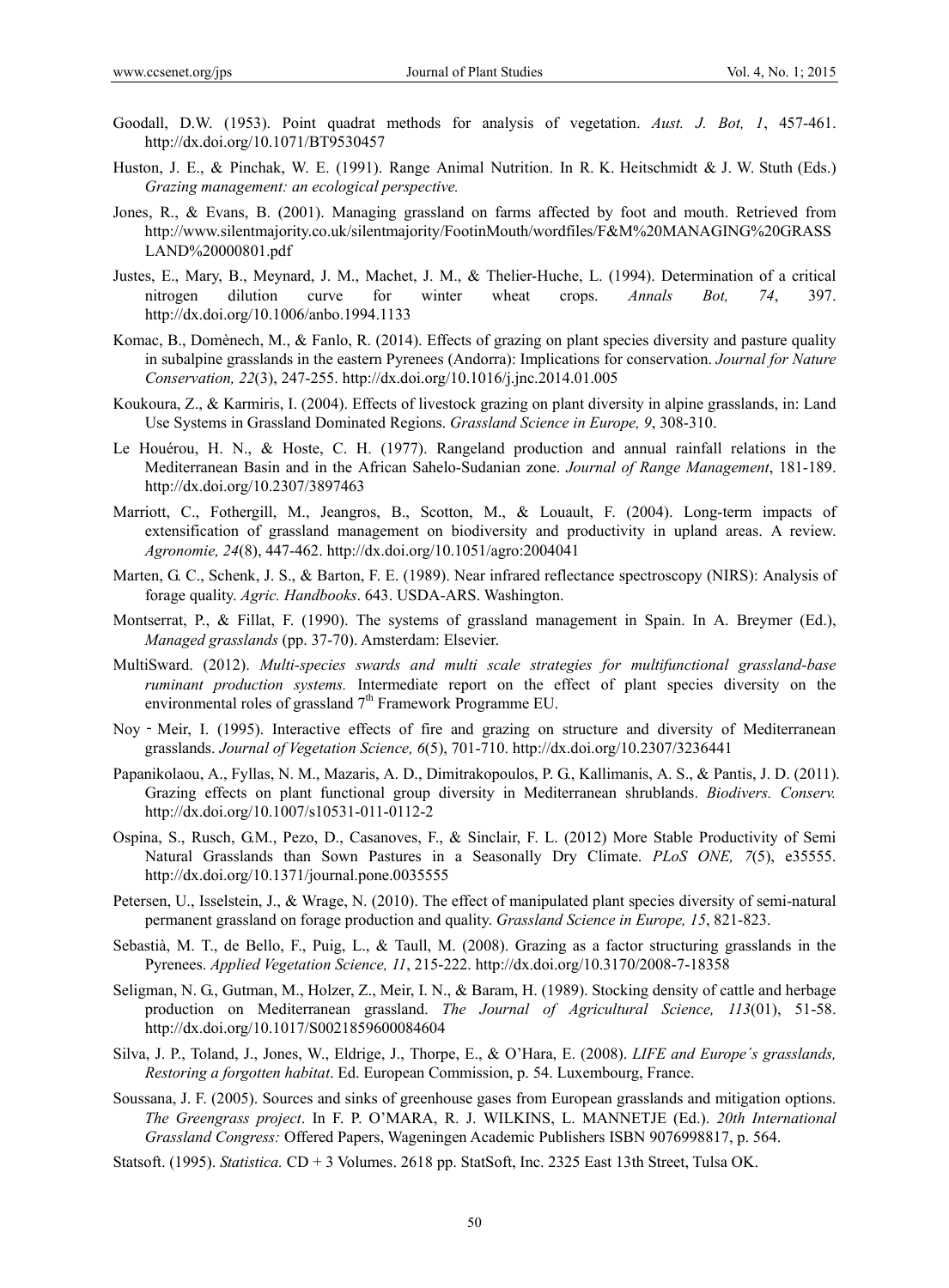Goodall, D.W. (1953). Point quadrat methods for analysis of vegetation. *Aust. J. Bot, 1*, 457-461. http://dx.doi.org/10.1071/BT9530457

Huston, J. E., & Pinchak, W. E. (1991). Range Animal Nutrition. In R. K. Heitschmidt & J. W. Stuth (Eds.) *Grazing management: an ecological perspective.*

Jones, R., & Evans, B. (2001). Managing grassland on farms affected by foot and mouth. Retrieved from http://www.silentmajority.co.uk/silentmajority/FootinMouth/wordfiles/F&M%20MANAGING%20GRASSLAND%20000801.pdf

Justes, E., Mary, B., Meynard, J. M., Machet, J. M., & Thelier-Huche, L. (1994). Determination of a critical nitrogen dilution curve for winter wheat crops. *Annals Bot, 74*, 397. http://dx.doi.org/10.1006/anbo.1994.1133

Komac, B., Domènech, M., & Fanlo, R. (2014). Effects of grazing on plant species diversity and pasture quality in subalpine grasslands in the eastern Pyrenees (Andorra): Implications for conservation. *Journal for Nature Conservation, 22*(3), 247-255. http://dx.doi.org/10.1016/j.jnc.2014.01.005

Koukoura, Z., & Karmiris, I. (2004). Effects of livestock grazing on plant diversity in alpine grasslands, in: Land Use Systems in Grassland Dominated Regions. *Grassland Science in Europe, 9*, 308-310.

Le Houérou, H. N., & Hoste, C. H. (1977). Rangeland production and annual rainfall relations in the Mediterranean Basin and in the African Sahelo-Sudanian zone. *Journal of Range Management*, 181-189. http://dx.doi.org/10.2307/3897463

Marriott, C., Fothergill, M., Jeangros, B., Scotton, M., & Louault, F. (2004). Long-term impacts of extensification of grassland management on biodiversity and productivity in upland areas. A review. *Agronomie, 24*(8), 447-462. http://dx.doi.org/10.1051/agro:2004041

Marten, G. C., Schenk, J. S., & Barton, F. E. (1989). Near infrared reflectance spectroscopy (NIRS): Analysis of forage quality. *Agric. Handbooks*. 643. USDA-ARS. Washington.

Montserrat, P., & Fillat, F. (1990). The systems of grassland management in Spain. In A. Breymer (Ed.), *Managed grasslands* (pp. 37-70). Amsterdam: Elsevier.

MultiSward. (2012). *Multi-species swards and multi scale strategies for multifunctional grassland-base ruminant production systems.* Intermediate report on the effect of plant species diversity on the environmental roles of grassland 7th Framework Programme EU.

Noy‐Meir, I. (1995). Interactive effects of fire and grazing on structure and diversity of Mediterranean grasslands. *Journal of Vegetation Science, 6*(5), 701-710. http://dx.doi.org/10.2307/3236441

Papanikolaou, A., Fyllas, N. M., Mazaris, A. D., Dimitrakopoulos, P. G., Kallimanis, A. S., & Pantis, J. D. (2011). Grazing effects on plant functional group diversity in Mediterranean shrublands. *Biodivers. Conserv.* http://dx.doi.org/10.1007/s10531-011-0112-2

Ospina, S., Rusch, G.M., Pezo, D., Casanoves, F., & Sinclair, F. L. (2012) More Stable Productivity of Semi Natural Grasslands than Sown Pastures in a Seasonally Dry Climate. *PLoS ONE, 7*(5), e35555. http://dx.doi.org/10.1371/journal.pone.0035555

Petersen, U., Isselstein, J., & Wrage, N. (2010). The effect of manipulated plant species diversity of semi-natural permanent grassland on forage production and quality. *Grassland Science in Europe, 15*, 821-823.

Sebastià, M. T., de Bello, F., Puig, L., & Taull, M. (2008). Grazing as a factor structuring grasslands in the Pyrenees. *Applied Vegetation Science, 11*, 215-222. http://dx.doi.org/10.3170/2008-7-18358

Seligman, N. G., Gutman, M., Holzer, Z., Meir, I. N., & Baram, H. (1989). Stocking density of cattle and herbage production on Mediterranean grassland. *The Journal of Agricultural Science, 113*(01), 51-58. http://dx.doi.org/10.1017/S0021859600084604

Silva, J. P., Toland, J., Jones, W., Eldrige, J., Thorpe, E., & O'Hara, E. (2008). *LIFE and Europe´s grasslands, Restoring a forgotten habitat*. Ed. European Commission, p. 54. Luxembourg, France.

Soussana, J. F. (2005). Sources and sinks of greenhouse gases from European grasslands and mitigation options. *The Greengrass project*. In F. P. O'MARA, R. J. WILKINS, L. MANNETJE (Ed.). *20th International Grassland Congress:* Offered Papers, Wageningen Academic Publishers ISBN 9076998817, p. 564.

Statsoft. (1995). *Statistica.* CD + 3 Volumes. 2618 pp. StatSoft, Inc. 2325 East 13th Street, Tulsa OK.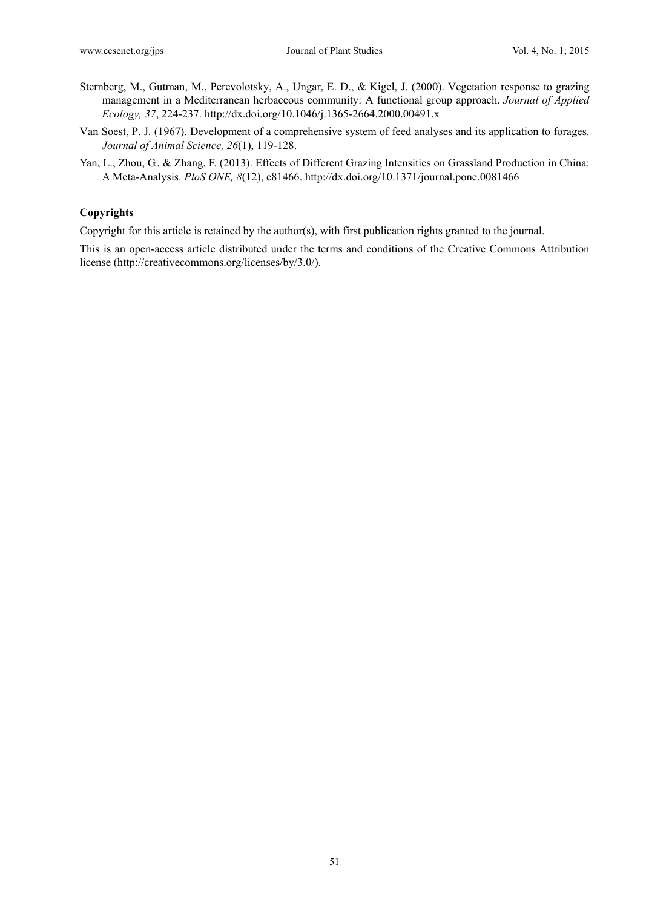Sternberg, M., Gutman, M., Perevolotsky, A., Ungar, E. D., & Kigel, J. (2000). Vegetation response to grazing management in a Mediterranean herbaceous community: A functional group approach. *Journal of Applied Ecology, 37*, 224-237. http://dx.doi.org/10.1046/j.1365-2664.2000.00491.x

Van Soest, P. J. (1967). Development of a comprehensive system of feed analyses and its application to forages. *Journal of Animal Science, 26*(1), 119-128.

Yan, L., Zhou, G., & Zhang, F. (2013). Effects of Different Grazing Intensities on Grassland Production in China: A Meta-Analysis. *PloS ONE, 8*(12), e81466. http://dx.doi.org/10.1371/journal.pone.0081466

**Copyrights**

Copyright for this article is retained by the author(s), with first publication rights granted to the journal.

This is an open-access article distributed under the terms and conditions of the Creative Commons Attribution license (http://creativecommons.org/licenses/by/3.0/).